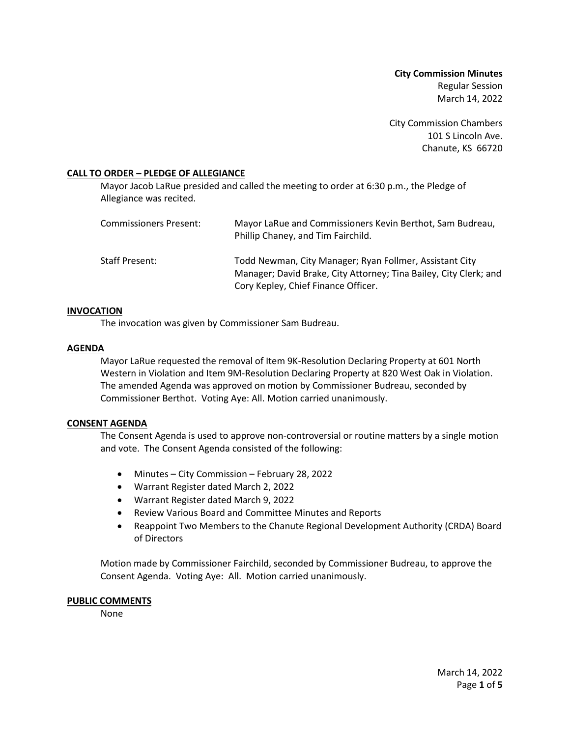**City Commission Minutes**
Regular Session
March 14, 2022

City Commission Chambers
101 S Lincoln Ave.
Chanute, KS 66720

## CALL TO ORDER – PLEDGE OF ALLEGIANCE

Mayor Jacob LaRue presided and called the meeting to order at 6:30 p.m., the Pledge of Allegiance was recited.

| | |
|---|---|
| Commissioners Present: | Mayor LaRue and Commissioners Kevin Berthot, Sam Budreau, Phillip Chaney, and Tim Fairchild. |
| Staff Present: | Todd Newman, City Manager; Ryan Follmer, Assistant City Manager; David Brake, City Attorney; Tina Bailey, City Clerk; and Cory Kepley, Chief Finance Officer. |

## INVOCATION

The invocation was given by Commissioner Sam Budreau.

## AGENDA

Mayor LaRue requested the removal of Item 9K-Resolution Declaring Property at 601 North Western in Violation and Item 9M-Resolution Declaring Property at 820 West Oak in Violation. The amended Agenda was approved on motion by Commissioner Budreau, seconded by Commissioner Berthot. Voting Aye: All. Motion carried unanimously.

## CONSENT AGENDA

The Consent Agenda is used to approve non-controversial or routine matters by a single motion and vote. The Consent Agenda consisted of the following:

- Minutes – City Commission – February 28, 2022
- Warrant Register dated March 2, 2022
- Warrant Register dated March 9, 2022
- Review Various Board and Committee Minutes and Reports
- Reappoint Two Members to the Chanute Regional Development Authority (CRDA) Board of Directors

Motion made by Commissioner Fairchild, seconded by Commissioner Budreau, to approve the Consent Agenda. Voting Aye: All. Motion carried unanimously.

## PUBLIC COMMENTS

None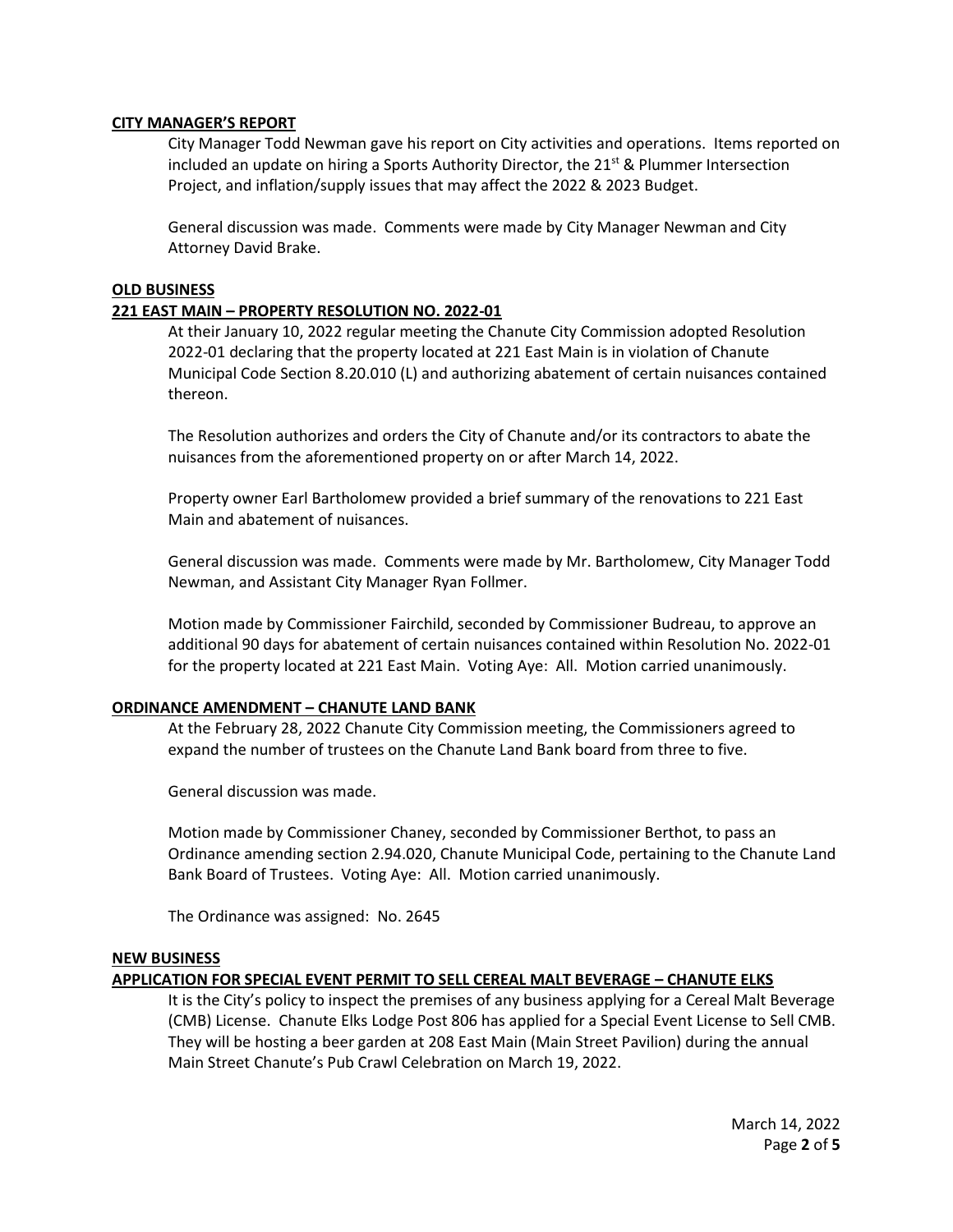**CITY MANAGER'S REPORT**

City Manager Todd Newman gave his report on City activities and operations. Items reported on included an update on hiring a Sports Authority Director, the 21st & Plummer Intersection Project, and inflation/supply issues that may affect the 2022 & 2023 Budget.

General discussion was made. Comments were made by City Manager Newman and City Attorney David Brake.

**OLD BUSINESS**

**221 EAST MAIN – PROPERTY RESOLUTION NO. 2022-01**

At their January 10, 2022 regular meeting the Chanute City Commission adopted Resolution 2022-01 declaring that the property located at 221 East Main is in violation of Chanute Municipal Code Section 8.20.010 (L) and authorizing abatement of certain nuisances contained thereon.

The Resolution authorizes and orders the City of Chanute and/or its contractors to abate the nuisances from the aforementioned property on or after March 14, 2022.

Property owner Earl Bartholomew provided a brief summary of the renovations to 221 East Main and abatement of nuisances.

General discussion was made. Comments were made by Mr. Bartholomew, City Manager Todd Newman, and Assistant City Manager Ryan Follmer.

Motion made by Commissioner Fairchild, seconded by Commissioner Budreau, to approve an additional 90 days for abatement of certain nuisances contained within Resolution No. 2022-01 for the property located at 221 East Main. Voting Aye: All. Motion carried unanimously.

**ORDINANCE AMENDMENT – CHANUTE LAND BANK**

At the February 28, 2022 Chanute City Commission meeting, the Commissioners agreed to expand the number of trustees on the Chanute Land Bank board from three to five.

General discussion was made.

Motion made by Commissioner Chaney, seconded by Commissioner Berthot, to pass an Ordinance amending section 2.94.020, Chanute Municipal Code, pertaining to the Chanute Land Bank Board of Trustees. Voting Aye: All. Motion carried unanimously.

The Ordinance was assigned: No. 2645

**NEW BUSINESS**

**APPLICATION FOR SPECIAL EVENT PERMIT TO SELL CEREAL MALT BEVERAGE – CHANUTE ELKS**

It is the City's policy to inspect the premises of any business applying for a Cereal Malt Beverage (CMB) License. Chanute Elks Lodge Post 806 has applied for a Special Event License to Sell CMB. They will be hosting a beer garden at 208 East Main (Main Street Pavilion) during the annual Main Street Chanute's Pub Crawl Celebration on March 19, 2022.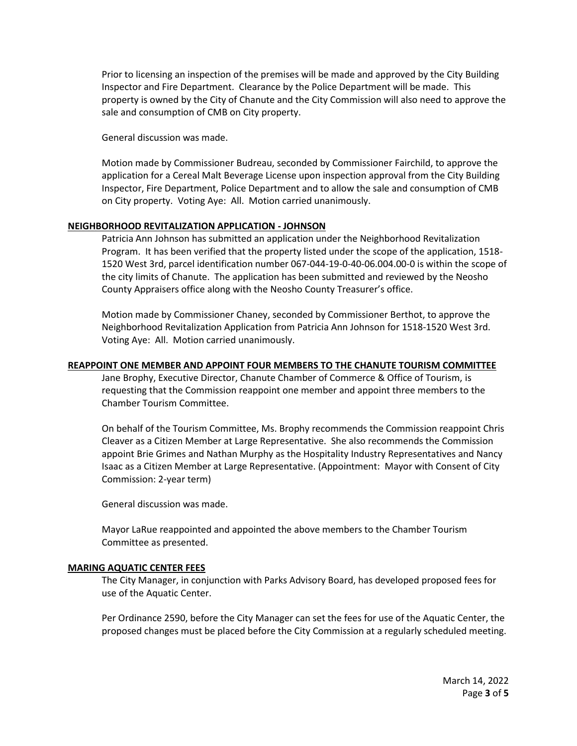Prior to licensing an inspection of the premises will be made and approved by the City Building Inspector and Fire Department. Clearance by the Police Department will be made. This property is owned by the City of Chanute and the City Commission will also need to approve the sale and consumption of CMB on City property.

General discussion was made.

Motion made by Commissioner Budreau, seconded by Commissioner Fairchild, to approve the application for a Cereal Malt Beverage License upon inspection approval from the City Building Inspector, Fire Department, Police Department and to allow the sale and consumption of CMB on City property. Voting Aye: All. Motion carried unanimously.

**NEIGHBORHOOD REVITALIZATION APPLICATION - JOHNSON**

Patricia Ann Johnson has submitted an application under the Neighborhood Revitalization Program. It has been verified that the property listed under the scope of the application, 1518-1520 West 3rd, parcel identification number 067-044-19-0-40-06.004.00-0 is within the scope of the city limits of Chanute. The application has been submitted and reviewed by the Neosho County Appraisers office along with the Neosho County Treasurer's office.

Motion made by Commissioner Chaney, seconded by Commissioner Berthot, to approve the Neighborhood Revitalization Application from Patricia Ann Johnson for 1518-1520 West 3rd. Voting Aye: All. Motion carried unanimously.

**REAPPOINT ONE MEMBER AND APPOINT FOUR MEMBERS TO THE CHANUTE TOURISM COMMITTEE**

Jane Brophy, Executive Director, Chanute Chamber of Commerce & Office of Tourism, is requesting that the Commission reappoint one member and appoint three members to the Chamber Tourism Committee.

On behalf of the Tourism Committee, Ms. Brophy recommends the Commission reappoint Chris Cleaver as a Citizen Member at Large Representative. She also recommends the Commission appoint Brie Grimes and Nathan Murphy as the Hospitality Industry Representatives and Nancy Isaac as a Citizen Member at Large Representative. (Appointment: Mayor with Consent of City Commission: 2-year term)

General discussion was made.

Mayor LaRue reappointed and appointed the above members to the Chamber Tourism Committee as presented.

**MARING AQUATIC CENTER FEES**

The City Manager, in conjunction with Parks Advisory Board, has developed proposed fees for use of the Aquatic Center.

Per Ordinance 2590, before the City Manager can set the fees for use of the Aquatic Center, the proposed changes must be placed before the City Commission at a regularly scheduled meeting.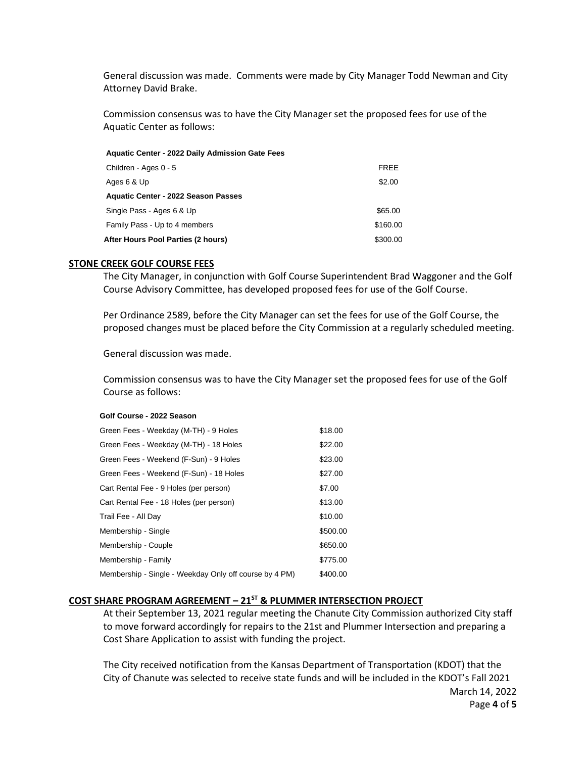General discussion was made. Comments were made by City Manager Todd Newman and City Attorney David Brake.

Commission consensus was to have the City Manager set the proposed fees for use of the Aquatic Center as follows:

| **Aquatic Center - 2022 Daily Admission Gate Fees** | |
|---|---|
| Children - Ages 0 - 5 | FREE |
| Ages 6 & Up | $2.00 |
| **Aquatic Center - 2022 Season Passes** | |
| Single Pass - Ages 6 & Up | $65.00 |
| Family Pass - Up to 4 members | $160.00 |
| **After Hours Pool Parties (2 hours)** | $300.00 |

## STONE CREEK GOLF COURSE FEES

The City Manager, in conjunction with Golf Course Superintendent Brad Waggoner and the Golf Course Advisory Committee, has developed proposed fees for use of the Golf Course.

Per Ordinance 2589, before the City Manager can set the fees for use of the Golf Course, the proposed changes must be placed before the City Commission at a regularly scheduled meeting.

General discussion was made.

Commission consensus was to have the City Manager set the proposed fees for use of the Golf Course as follows:

| **Golf Course - 2022 Season** | |
|---|---|
| Green Fees - Weekday (M-TH) - 9 Holes | $18.00 |
| Green Fees - Weekday (M-TH) - 18 Holes | $22.00 |
| Green Fees - Weekend (F-Sun) - 9 Holes | $23.00 |
| Green Fees - Weekend (F-Sun) - 18 Holes | $27.00 |
| Cart Rental Fee - 9 Holes (per person) | $7.00 |
| Cart Rental Fee - 18 Holes (per person) | $13.00 |
| Trail Fee - All Day | $10.00 |
| Membership - Single | $500.00 |
| Membership - Couple | $650.00 |
| Membership - Family | $775.00 |
| Membership - Single - Weekday Only off course by 4 PM) | $400.00 |

## COST SHARE PROGRAM AGREEMENT – 21ST & PLUMMER INTERSECTION PROJECT

At their September 13, 2021 regular meeting the Chanute City Commission authorized City staff to move forward accordingly for repairs to the 21st and Plummer Intersection and preparing a Cost Share Application to assist with funding the project.

The City received notification from the Kansas Department of Transportation (KDOT) that the City of Chanute was selected to receive state funds and will be included in the KDOT's Fall 2021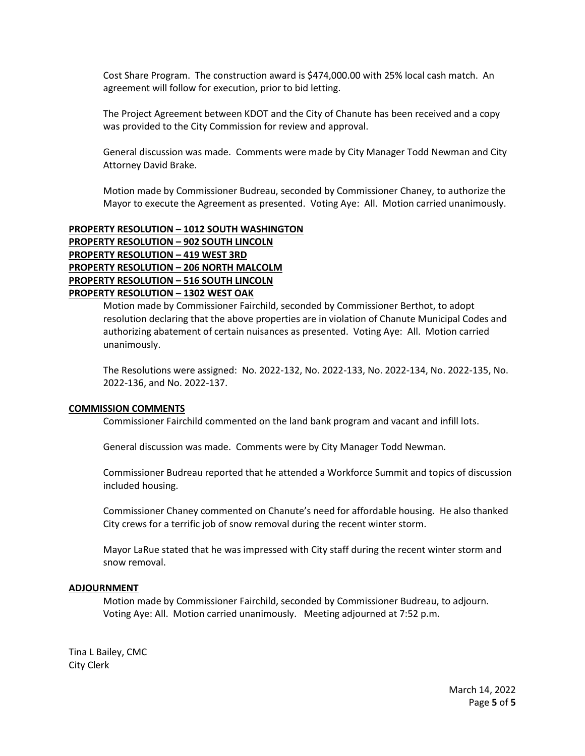Cost Share Program. The construction award is $474,000.00 with 25% local cash match. An agreement will follow for execution, prior to bid letting.

The Project Agreement between KDOT and the City of Chanute has been received and a copy was provided to the City Commission for review and approval.

General discussion was made. Comments were made by City Manager Todd Newman and City Attorney David Brake.

Motion made by Commissioner Budreau, seconded by Commissioner Chaney, to authorize the Mayor to execute the Agreement as presented. Voting Aye: All. Motion carried unanimously.

**PROPERTY RESOLUTION – 1012 SOUTH WASHINGTON**
**PROPERTY RESOLUTION – 902 SOUTH LINCOLN**
**PROPERTY RESOLUTION – 419 WEST 3RD**
**PROPERTY RESOLUTION – 206 NORTH MALCOLM**
**PROPERTY RESOLUTION – 516 SOUTH LINCOLN**
**PROPERTY RESOLUTION – 1302 WEST OAK**

Motion made by Commissioner Fairchild, seconded by Commissioner Berthot, to adopt resolution declaring that the above properties are in violation of Chanute Municipal Codes and authorizing abatement of certain nuisances as presented. Voting Aye: All. Motion carried unanimously.

The Resolutions were assigned: No. 2022-132, No. 2022-133, No. 2022-134, No. 2022-135, No. 2022-136, and No. 2022-137.

**COMMISSION COMMENTS**

Commissioner Fairchild commented on the land bank program and vacant and infill lots.

General discussion was made. Comments were by City Manager Todd Newman.

Commissioner Budreau reported that he attended a Workforce Summit and topics of discussion included housing.

Commissioner Chaney commented on Chanute's need for affordable housing. He also thanked City crews for a terrific job of snow removal during the recent winter storm.

Mayor LaRue stated that he was impressed with City staff during the recent winter storm and snow removal.

**ADJOURNMENT**

Motion made by Commissioner Fairchild, seconded by Commissioner Budreau, to adjourn. Voting Aye: All. Motion carried unanimously. Meeting adjourned at 7:52 p.m.

Tina L Bailey, CMC
City Clerk

March 14, 2022